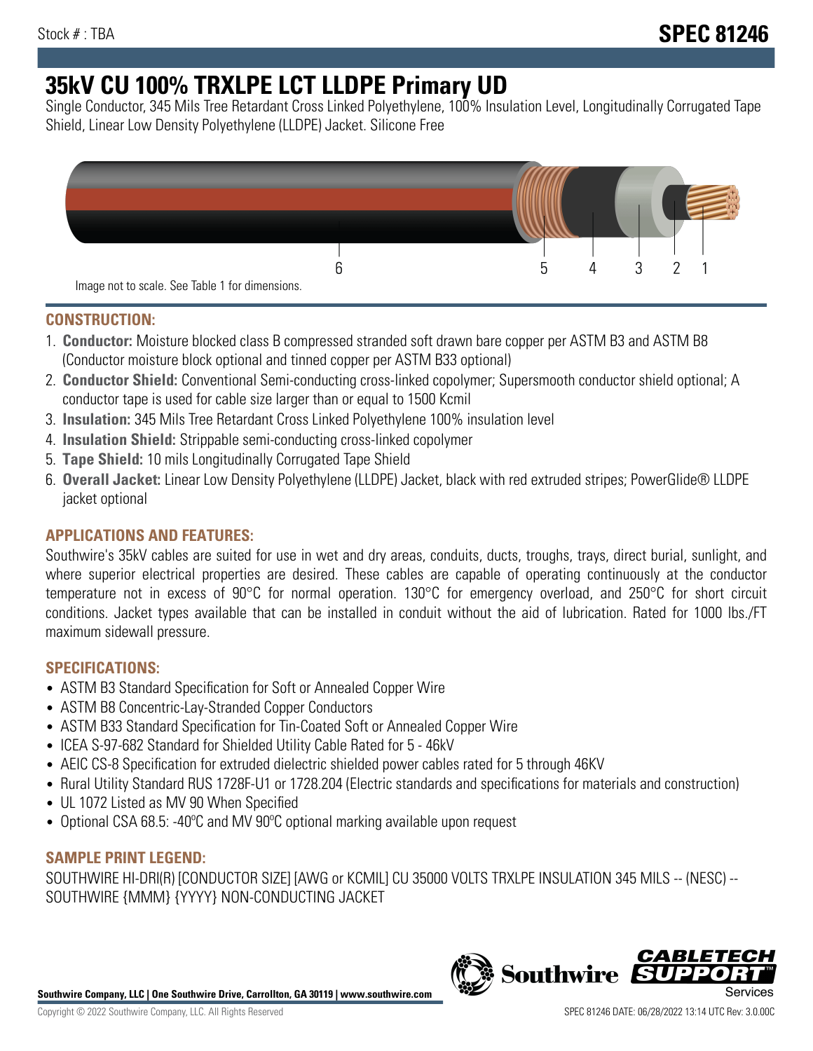Stock # : TBA

**SPEC 81246**

# 35kV CU 100% TRXLPE LCT LLDPE Primary UD

Single Conductor, 345 Mils Tree Retardant Cross Linked Polyethylene, 100% Insulation Level, Longitudinally Corrugated Tape Shield, Linear Low Density Polyethylene (LLDPE) Jacket. Silicone Free

6 5 4 3 2 1

Image not to scale. See Table 1 for dimensions.

## CONSTRUCTION:

1. **Conductor:** Moisture blocked class B compressed stranded soft drawn bare copper per ASTM B3 and ASTM B8 (Conductor moisture block optional and tinned copper per ASTM B33 optional)
2. **Conductor Shield:** Conventional Semi-conducting cross-linked copolymer; Supersmooth conductor shield optional; A conductor tape is used for cable size larger than or equal to 1500 Kcmil
3. **Insulation:** 345 Mils Tree Retardant Cross Linked Polyethylene 100% insulation level
4. **Insulation Shield:** Strippable semi-conducting cross-linked copolymer
5. **Tape Shield:** 10 mils Longitudinally Corrugated Tape Shield
6. **Overall Jacket:** Linear Low Density Polyethylene (LLDPE) Jacket, black with red extruded stripes; PowerGlide® LLDPE jacket optional

## APPLICATIONS AND FEATURES:

Southwire's 35kV cables are suited for use in wet and dry areas, conduits, ducts, troughs, trays, direct burial, sunlight, and where superior electrical properties are desired. These cables are capable of operating continuously at the conductor temperature not in excess of 90°C for normal operation. 130°C for emergency overload, and 250°C for short circuit conditions. Jacket types available that can be installed in conduit without the aid of lubrication. Rated for 1000 lbs./FT maximum sidewall pressure.

## SPECIFICATIONS:

- ASTM B3 Standard Specification for Soft or Annealed Copper Wire
- ASTM B8 Concentric-Lay-Stranded Copper Conductors
- ASTM B33 Standard Specification for Tin-Coated Soft or Annealed Copper Wire
- ICEA S-97-682 Standard for Shielded Utility Cable Rated for 5 - 46kV
- AEIC CS-8 Specification for extruded dielectric shielded power cables rated for 5 through 46KV
- Rural Utility Standard RUS 1728F-U1 or 1728.204 (Electric standards and specifications for materials and construction)
- UL 1072 Listed as MV 90 When Specified
- Optional CSA 68.5: -40ºC and MV 90ºC optional marking available upon request

## SAMPLE PRINT LEGEND:

SOUTHWIRE HI-DRI(R) [CONDUCTOR SIZE] [AWG or KCMIL] CU 35000 VOLTS TRXLPE INSULATION 345 MILS -- (NESC) -- SOUTHWIRE {MMM} {YYYY} NON-CONDUCTING JACKET

**Southwire Company, LLC | One Southwire Drive, Carrollton, GA 30119 | www.southwire.com**

Copyright © 2022 Southwire Company, LLC. All Rights Reserved

SPEC 81246 DATE: 06/28/2022 13:14 UTC Rev: 3.0.00C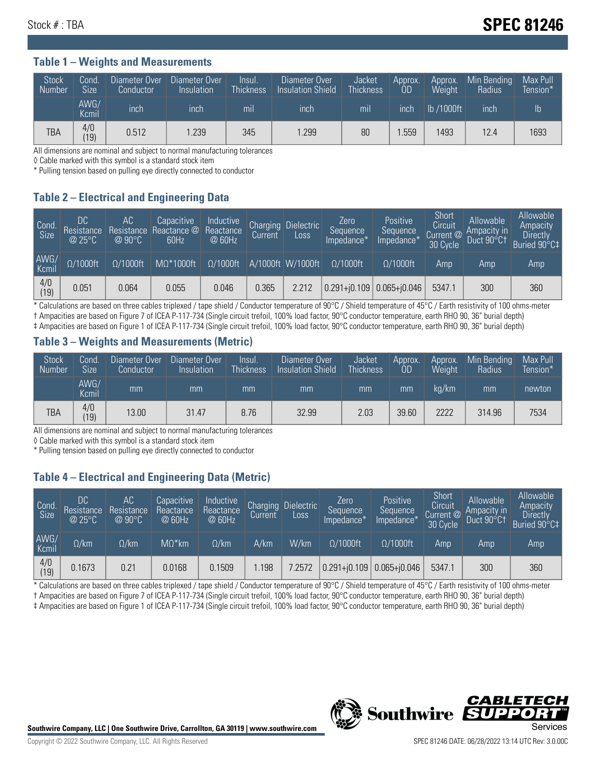Stock # : TBA

# SPEC 81246

## Table 1 – Weights and Measurements

| Stock Number | Cond. Size | Diameter Over Conductor | Diameter Over Insulation | Insul. Thickness | Diameter Over Insulation Shield | Jacket Thickness | Approx. OD | Approx. Weight | Min Bending Radius | Max Pull Tension* |
|---|---|---|---|---|---|---|---|---|---|---|
| | AWG/ Kcmil | inch | inch | mil | inch | mil | inch | lb /1000ft | inch | lb |
| TBA | 4/0 (19) | 0.512 | 1.239 | 345 | 1.299 | 80 | 1.559 | 1493 | 12.4 | 1693 |

All dimensions are nominal and subject to normal manufacturing tolerances

◊ Cable marked with this symbol is a standard stock item

* Pulling tension based on pulling eye directly connected to conductor

## Table 2 – Electrical and Engineering Data

| Cond. Size | DC Resistance @ 25°C | AC Resistance @ 90°C | Capacitive Reactance @ 60Hz | Inductive Reactance @ 60Hz | Charging Current | Dielectric Loss | Zero Sequence Impedance* | Positive Sequence Impedance* | Short Circuit Current @ 30 Cycle | Allowable Ampacity in Duct 90°C† | Allowable Ampacity Directly Buried 90°C‡ |
|---|---|---|---|---|---|---|---|---|---|---|---|
| AWG/ Kcmil | Ω/1000ft | Ω/1000ft | MΩ*1000ft | Ω/1000ft | A/1000ft | W/1000ft | Ω/1000ft | Ω/1000ft | Amp | Amp | Amp |
| 4/0 (19) | 0.051 | 0.064 | 0.055 | 0.046 | 0.365 | 2.212 | 0.291+j0.109 | 0.065+j0.046 | 5347.1 | 300 | 360 |

* Calculations are based on three cables triplexed / tape shield / Conductor temperature of 90°C / Shield temperature of 45°C / Earth resistivity of 100 ohms-meter

† Ampacities are based on Figure 7 of ICEA P-117-734 (Single circuit trefoil, 100% load factor, 90°C conductor temperature, earth RHO 90, 36" burial depth)

‡ Ampacities are based on Figure 1 of ICEA P-117-734 (Single circuit trefoil, 100% load factor, 90°C conductor temperature, earth RHO 90, 36" burial depth)

## Table 3 – Weights and Measurements (Metric)

| Stock Number | Cond. Size | Diameter Over Conductor | Diameter Over Insulation | Insul. Thickness | Diameter Over Insulation Shield | Jacket Thickness | Approx. OD | Approx. Weight | Min Bending Radius | Max Pull Tension* |
|---|---|---|---|---|---|---|---|---|---|---|
| | AWG/ Kcmil | mm | mm | mm | mm | mm | mm | kg/km | mm | newton |
| TBA | 4/0 (19) | 13.00 | 31.47 | 8.76 | 32.99 | 2.03 | 39.60 | 2222 | 314.96 | 7534 |

All dimensions are nominal and subject to normal manufacturing tolerances

◊ Cable marked with this symbol is a standard stock item

* Pulling tension based on pulling eye directly connected to conductor

## Table 4 – Electrical and Engineering Data (Metric)

| Cond. Size | DC Resistance @ 25°C | AC Resistance @ 90°C | Capacitive Reactance @ 60Hz | Inductive Reactance @ 60Hz | Charging Current | Dielectric Loss | Zero Sequence Impedance* | Positive Sequence Impedance* | Short Circuit Current @ 30 Cycle | Allowable Ampacity in Duct 90°C† | Allowable Ampacity Directly Buried 90°C‡ |
|---|---|---|---|---|---|---|---|---|---|---|---|
| AWG/ Kcmil | Ω/km | Ω/km | MΩ*km | Ω/km | A/km | W/km | Ω/1000ft | Ω/1000ft | Amp | Amp | Amp |
| 4/0 (19) | 0.1673 | 0.21 | 0.0168 | 0.1509 | 1.198 | 7.2572 | 0.291+j0.109 | 0.065+j0.046 | 5347.1 | 300 | 360 |

* Calculations are based on three cables triplexed / tape shield / Conductor temperature of 90°C / Shield temperature of 45°C / Earth resistivity of 100 ohms-meter

† Ampacities are based on Figure 7 of ICEA P-117-734 (Single circuit trefoil, 100% load factor, 90°C conductor temperature, earth RHO 90, 36" burial depth)

‡ Ampacities are based on Figure 1 of ICEA P-117-734 (Single circuit trefoil, 100% load factor, 90°C conductor temperature, earth RHO 90, 36" burial depth)

**Southwire Company, LLC | One Southwire Drive, Carrollton, GA 30119 | www.southwire.com**

Copyright © 2022 Southwire Company, LLC. All Rights Reserved

SPEC 81246 DATE: 06/28/2022 13:14 UTC Rev: 3.0.00C